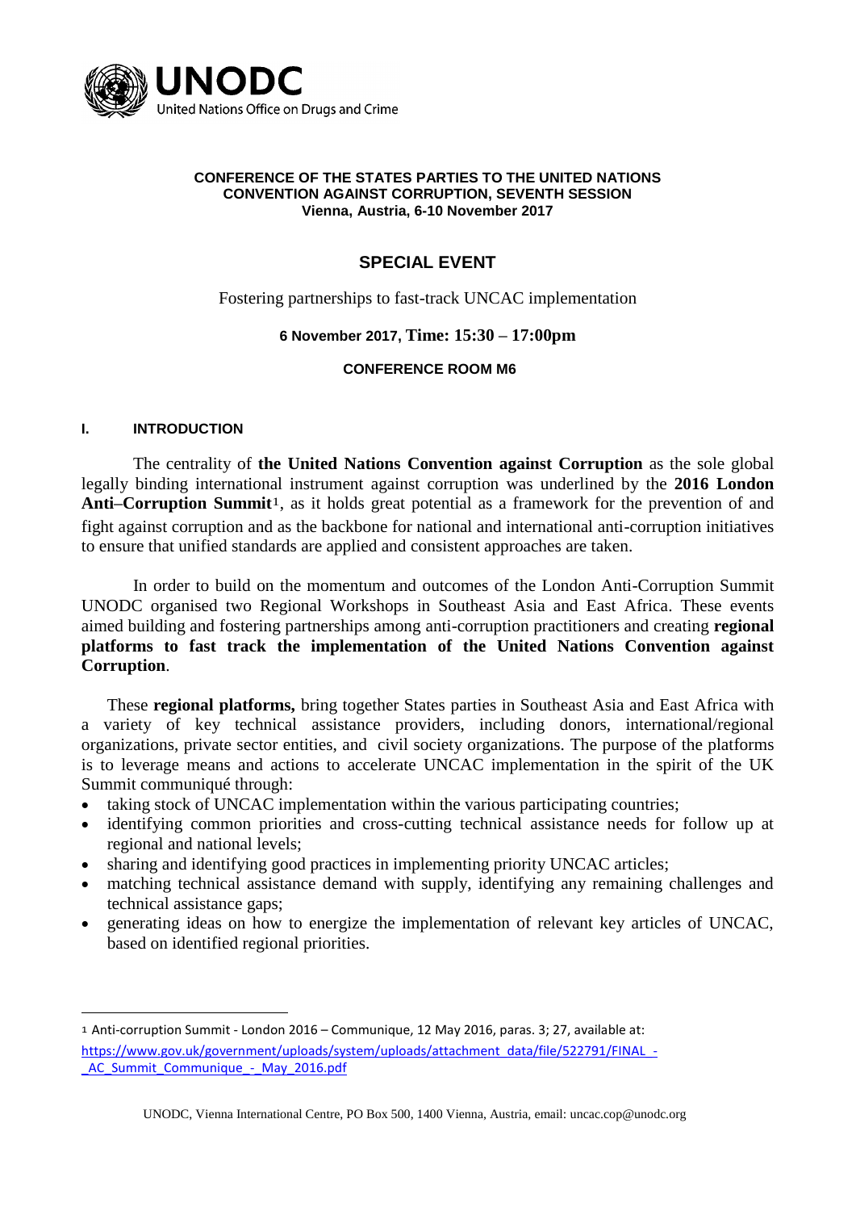**CONFERENCE OF THE STATES PARTIES TO THE UNITED NATIONS CONVENTION AGAINST CORRUPTION, SEVENTH SESSION**
**Vienna, Austria, 6-10 November 2017**

## SPECIAL EVENT

Fostering partnerships to fast-track UNCAC implementation

**6 November 2017, Time: 15:30 – 17:00pm**

**CONFERENCE ROOM M6**

### I. INTRODUCTION

The centrality of **the United Nations Convention against Corruption** as the sole global legally binding international instrument against corruption was underlined by the **2016 London Anti–Corruption Summit**[1], as it holds great potential as a framework for the prevention of and fight against corruption and as the backbone for national and international anti-corruption initiatives to ensure that unified standards are applied and consistent approaches are taken.

In order to build on the momentum and outcomes of the London Anti-Corruption Summit UNODC organised two Regional Workshops in Southeast Asia and East Africa. These events aimed building and fostering partnerships among anti-corruption practitioners and creating **regional platforms to fast track the implementation of the United Nations Convention against Corruption**.

These **regional platforms,** bring together States parties in Southeast Asia and East Africa with a variety of key technical assistance providers, including donors, international/regional organizations, private sector entities, and civil society organizations. The purpose of the platforms is to leverage means and actions to accelerate UNCAC implementation in the spirit of the UK Summit communiqué through:

- taking stock of UNCAC implementation within the various participating countries;
- identifying common priorities and cross-cutting technical assistance needs for follow up at regional and national levels;
- sharing and identifying good practices in implementing priority UNCAC articles;
- matching technical assistance demand with supply, identifying any remaining challenges and technical assistance gaps;
- generating ideas on how to energize the implementation of relevant key articles of UNCAC, based on identified regional priorities.

---

[1] Anti-corruption Summit - London 2016 – Communique, 12 May 2016, paras. 3; 27, available at: https://www.gov.uk/government/uploads/system/uploads/attachment_data/file/522791/FINAL_-_AC_Summit_Communique_-_May_2016.pdf

UNODC, Vienna International Centre, PO Box 500, 1400 Vienna, Austria, email: uncac.cop@unodc.org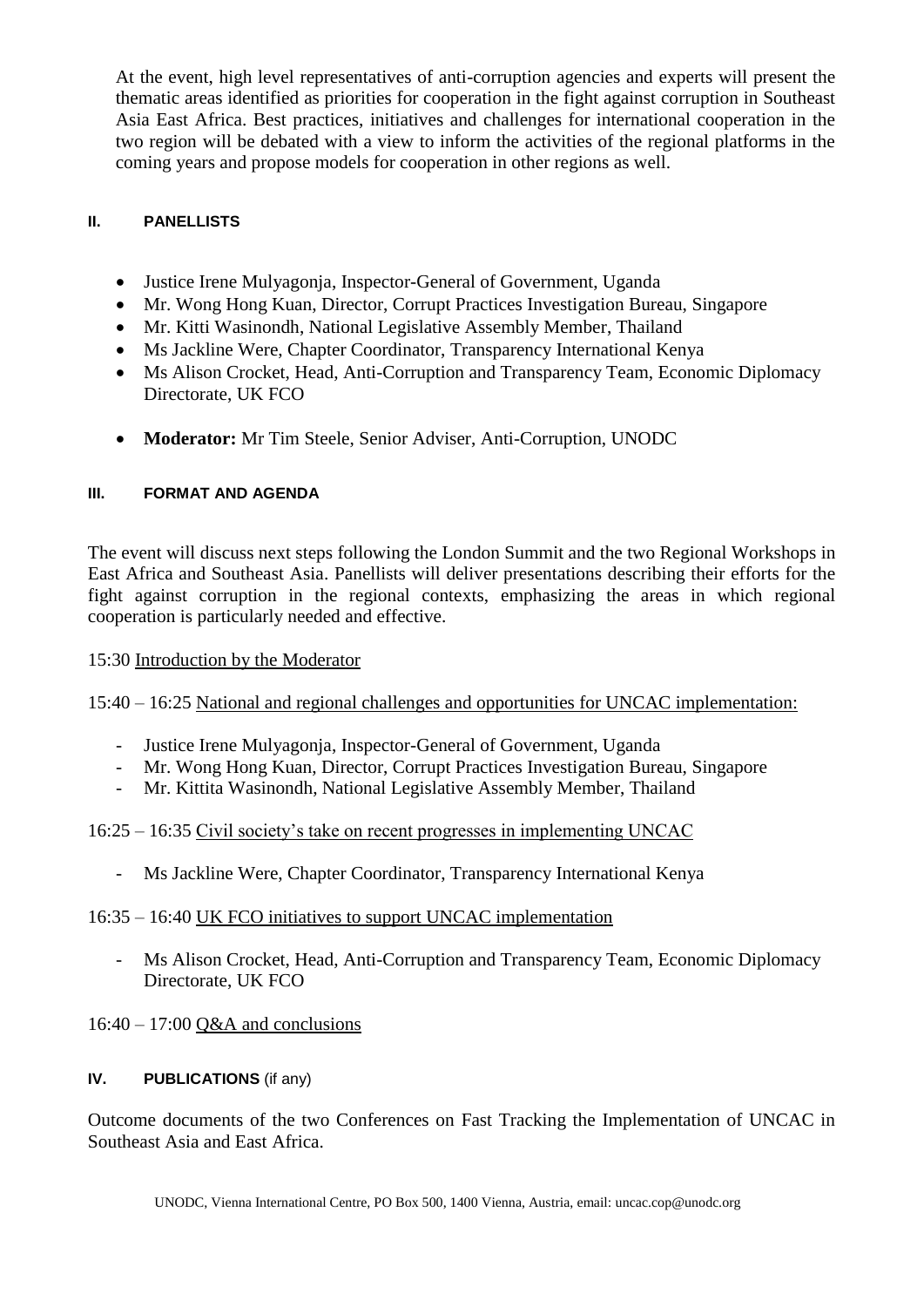At the event, high level representatives of anti-corruption agencies and experts will present the thematic areas identified as priorities for cooperation in the fight against corruption in Southeast Asia East Africa. Best practices, initiatives and challenges for international cooperation in the two region will be debated with a view to inform the activities of the regional platforms in the coming years and propose models for cooperation in other regions as well.

## II. PANELLISTS

- Justice Irene Mulyagonja, Inspector-General of Government, Uganda
- Mr. Wong Hong Kuan, Director, Corrupt Practices Investigation Bureau, Singapore
- Mr. Kitti Wasinondh, National Legislative Assembly Member, Thailand
- Ms Jackline Were, Chapter Coordinator, Transparency International Kenya
- Ms Alison Crocket, Head, Anti-Corruption and Transparency Team, Economic Diplomacy Directorate, UK FCO

- **Moderator:** Mr Tim Steele, Senior Adviser, Anti-Corruption, UNODC

## III. FORMAT AND AGENDA

The event will discuss next steps following the London Summit and the two Regional Workshops in East Africa and Southeast Asia. Panellists will deliver presentations describing their efforts for the fight against corruption in the regional contexts, emphasizing the areas in which regional cooperation is particularly needed and effective.

15:30 Introduction by the Moderator

15:40 – 16:25 National and regional challenges and opportunities for UNCAC implementation:

- Justice Irene Mulyagonja, Inspector-General of Government, Uganda
- Mr. Wong Hong Kuan, Director, Corrupt Practices Investigation Bureau, Singapore
- Mr. Kittita Wasinondh, National Legislative Assembly Member, Thailand

16:25 – 16:35 Civil society's take on recent progresses in implementing UNCAC

- Ms Jackline Were, Chapter Coordinator, Transparency International Kenya

16:35 – 16:40 UK FCO initiatives to support UNCAC implementation

- Ms Alison Crocket, Head, Anti-Corruption and Transparency Team, Economic Diplomacy Directorate, UK FCO

16:40 – 17:00 Q&A and conclusions

## IV. PUBLICATIONS (if any)

Outcome documents of the two Conferences on Fast Tracking the Implementation of UNCAC in Southeast Asia and East Africa.

UNODC, Vienna International Centre, PO Box 500, 1400 Vienna, Austria, email: uncac.cop@unodc.org